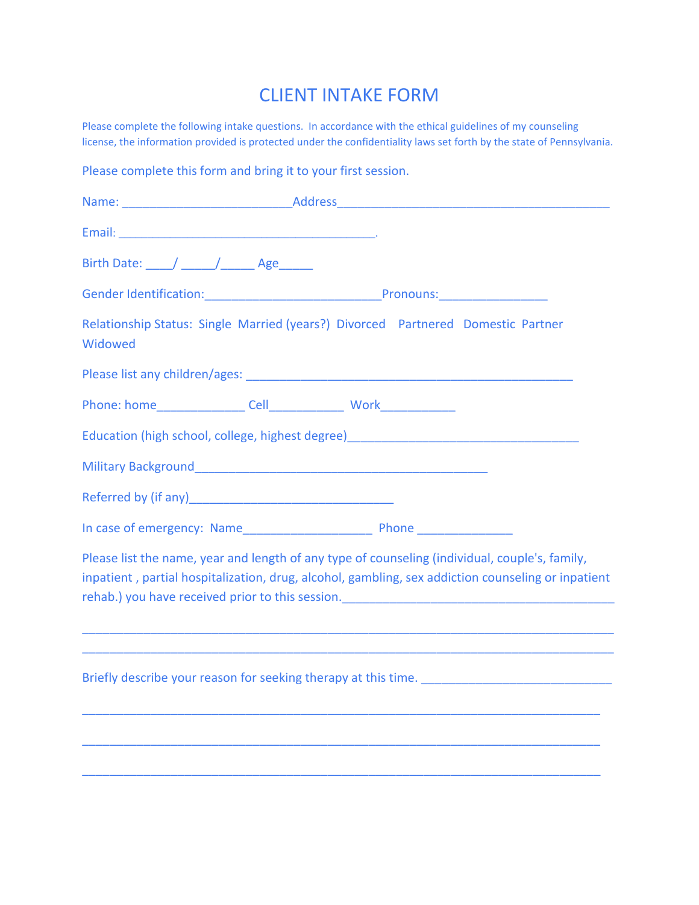# CLIENT INTAKE FORM

Please complete the following intake questions. In accordance with the ethical guidelines of my counseling license, the information provided is protected under the confidentiality laws set forth by the state of Pennsylvania.

Please complete this form and bring it to your first session.

Name: ________________________Address_______________________________________

Email: ________________________________________.

Birth Date: ____/ _____/_____ Age_____

Gender Identification:_________________________Pronouns:_______________

Relationship Status: Single Married (years?) Divorced Partnered Domestic Partner Widowed

Please list any children/ages: _______________________________________________

Phone: home_____________ Cell___________ Work___________

Education (high school, college, highest degree)_________________________________

Military Background__________________________________________

Referred by (if any)______________________________

In case of emergency: Name___________________ Phone ______________

Please list the name, year and length of any type of counseling (individual, couple's, family, inpatient , partial hospitalization, drug, alcohol, gambling, sex addiction counseling or inpatient rehab.) you have received prior to this session.____________________________________

___________________________________________________________________________

___________________________________________________________________________

Briefly describe your reason for seeking therapy at this time. ___________________________

___________________________________________________________________________

___________________________________________________________________________

___________________________________________________________________________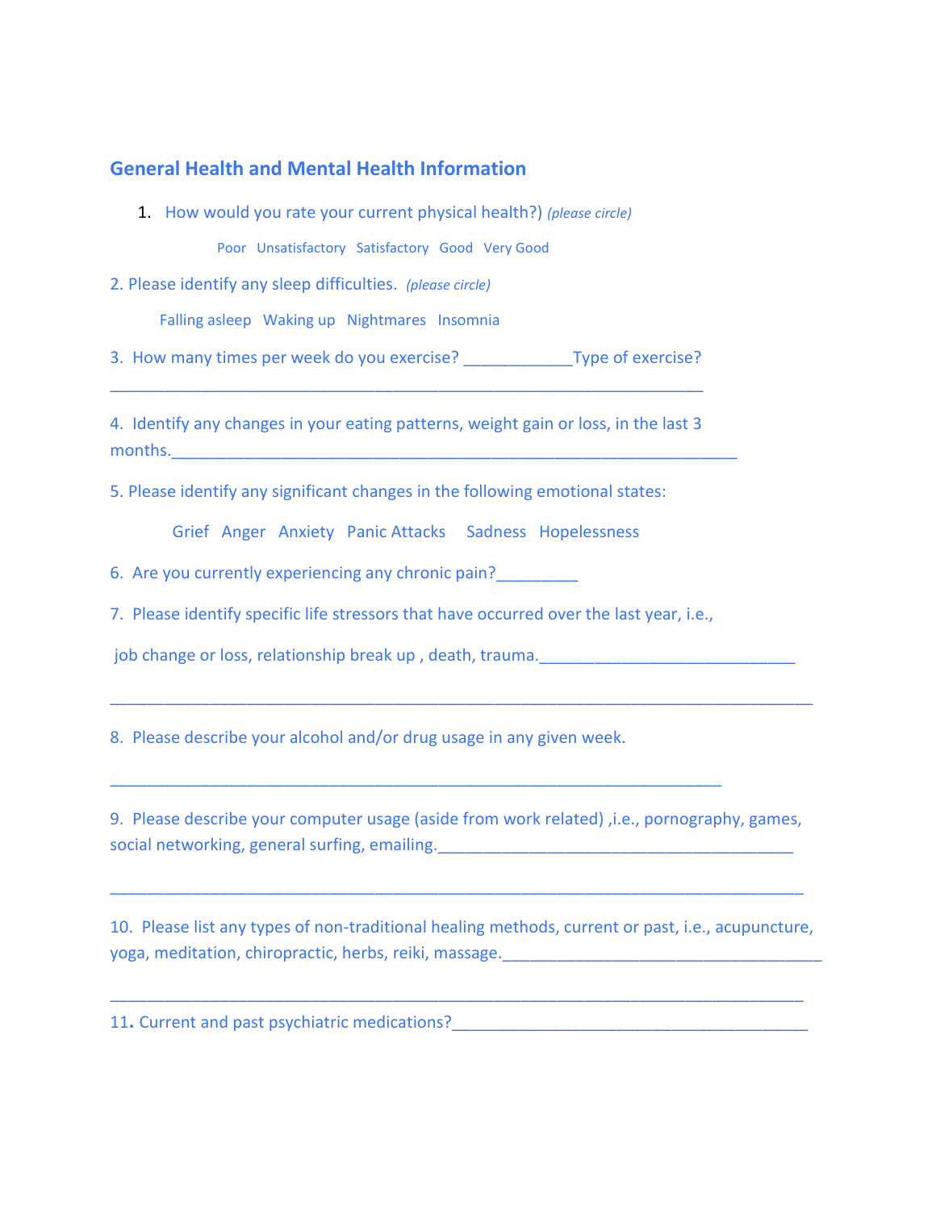## General Health and Mental Health Information

1. How would you rate your current physical health?) *(please circle)*

   Poor   Unsatisfactory   Satisfactory   Good   Very Good

2. Please identify any sleep difficulties. *(please circle)*

   Falling asleep   Waking up   Nightmares   Insomnia

3. How many times per week do you exercise? ____________Type of exercise?

_____________________________________________________________________

4. Identify any changes in your eating patterns, weight gain or loss, in the last 3 months.______________________________________________________________

5. Please identify any significant changes in the following emotional states:

   Grief   Anger   Anxiety   Panic Attacks   Sadness   Hopelessness

6. Are you currently experiencing any chronic pain?_________

7. Please identify specific life stressors that have occurred over the last year, i.e.,

   job change or loss, relationship break up , death, trauma.____________________________

_____________________________________________________________________________

8. Please describe your alcohol and/or drug usage in any given week.

_____________________________________________________________________

9. Please describe your computer usage (aside from work related) ,i.e., pornography, games, social networking, general surfing, emailing.________________________________________

_____________________________________________________________________________

10. Please list any types of non-traditional healing methods, current or past, i.e., acupuncture, yoga, meditation, chiropractic, herbs, reiki, massage.___________________________________

_____________________________________________________________________________

11. Current and past psychiatric medications?_______________________________________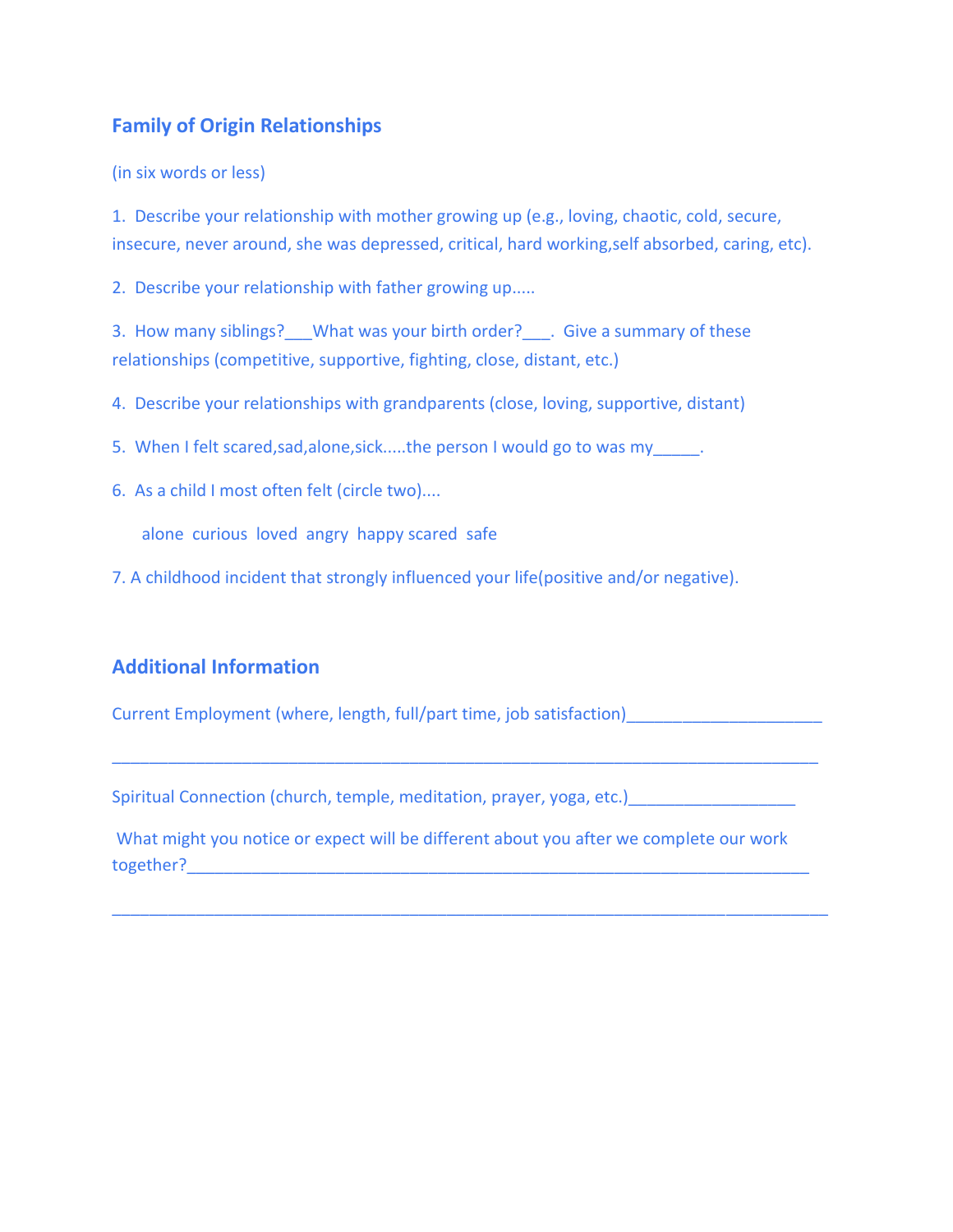## Family of Origin Relationships

(in six words or less)

1. Describe your relationship with mother growing up (e.g., loving, chaotic, cold, secure, insecure, never around, she was depressed, critical, hard working,self absorbed, caring, etc).

2. Describe your relationship with father growing up.....

3. How many siblings?___What was your birth order?___. Give a summary of these relationships (competitive, supportive, fighting, close, distant, etc.)

4. Describe your relationships with grandparents (close, loving, supportive, distant)

5. When I felt scared,sad,alone,sick.....the person I would go to was my_____.

6. As a child I most often felt (circle two)....

   alone curious loved angry happy scared safe

7. A childhood incident that strongly influenced your life(positive and/or negative).

## Additional Information

Current Employment (where, length, full/part time, job satisfaction)_____________________

_____________________________________________________________________________

Spiritual Connection (church, temple, meditation, prayer, yoga, etc.)__________________

What might you notice or expect will be different about you after we complete our work together?_________________________________________________________________

_____________________________________________________________________________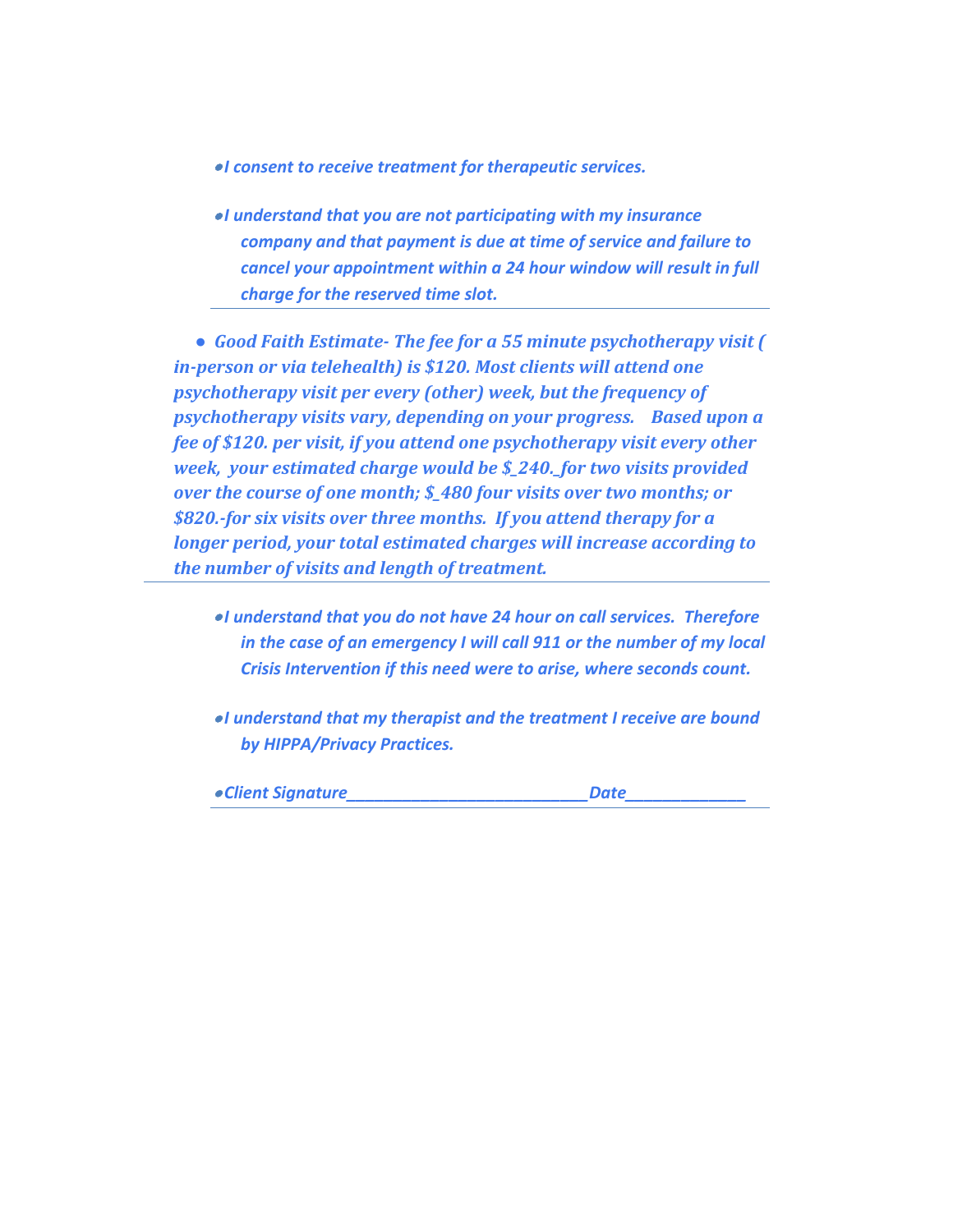- *I consent to receive treatment for therapeutic services.*

- *I understand that you are not participating with my insurance company and that payment is due at time of service and failure to cancel your appointment within a 24 hour window will result in full charge for the reserved time slot.*

---

- ***Good Faith Estimate- The fee for a 55 minute psychotherapy visit ( in-person or via telehealth) is $120. Most clients will attend one psychotherapy visit per every (other) week, but the frequency of psychotherapy visits vary, depending on your progress. Based upon a fee of $120. per visit, if you attend one psychotherapy visit every other week, your estimated charge would be $_240._for two visits provided over the course of one month; $_480 four visits over two months; or $820.-for six visits over three months. If you attend therapy for a longer period, your total estimated charges will increase according to the number of visits and length of treatment.***

---

- *I understand that you do not have 24 hour on call services. Therefore in the case of an emergency I will call 911 or the number of my local Crisis Intervention if this need were to arise, where seconds count.*

- *I understand that my therapist and the treatment I receive are bound by HIPPA/Privacy Practices.*

- *Client Signature_____________________________Date_____________*

---